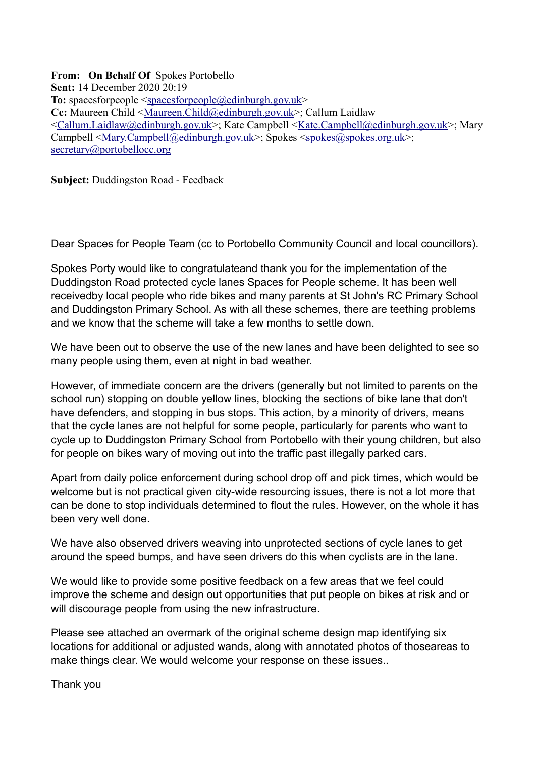**From:** **On Behalf Of** Spokes Portobello
**Sent:** 14 December 2020 20:19
**To:** spacesforpeople <spacesforpeople@edinburgh.gov.uk>
**Cc:** Maureen Child <Maureen.Child@edinburgh.gov.uk>; Callum Laidlaw <Callum.Laidlaw@edinburgh.gov.uk>; Kate Campbell <Kate.Campbell@edinburgh.gov.uk>; Mary Campbell <Mary.Campbell@edinburgh.gov.uk>; Spokes <spokes@spokes.org.uk>; secretary@portobellocc.org

**Subject:** Duddingston Road - Feedback

Dear Spaces for People Team (cc to Portobello Community Council and local councillors).

Spokes Porty would like to congratulateand thank you for the implementation of the Duddingston Road protected cycle lanes Spaces for People scheme. It has been well receivedby local people who ride bikes and many parents at St John's RC Primary School and Duddingston Primary School. As with all these schemes, there are teething problems and we know that the scheme will take a few months to settle down.

We have been out to observe the use of the new lanes and have been delighted to see so many people using them, even at night in bad weather.

However, of immediate concern are the drivers (generally but not limited to parents on the school run) stopping on double yellow lines, blocking the sections of bike lane that don't have defenders, and stopping in bus stops. This action, by a minority of drivers, means that the cycle lanes are not helpful for some people, particularly for parents who want to cycle up to Duddingston Primary School from Portobello with their young children, but also for people on bikes wary of moving out into the traffic past illegally parked cars.

Apart from daily police enforcement during school drop off and pick times, which would be welcome but is not practical given city-wide resourcing issues, there is not a lot more that can be done to stop individuals determined to flout the rules. However, on the whole it has been very well done.

We have also observed drivers weaving into unprotected sections of cycle lanes to get around the speed bumps, and have seen drivers do this when cyclists are in the lane.

We would like to provide some positive feedback on a few areas that we feel could improve the scheme and design out opportunities that put people on bikes at risk and or will discourage people from using the new infrastructure.

Please see attached an overmark of the original scheme design map identifying six locations for additional or adjusted wands, along with annotated photos of thoseareas to make things clear. We would welcome your response on these issues..

Thank you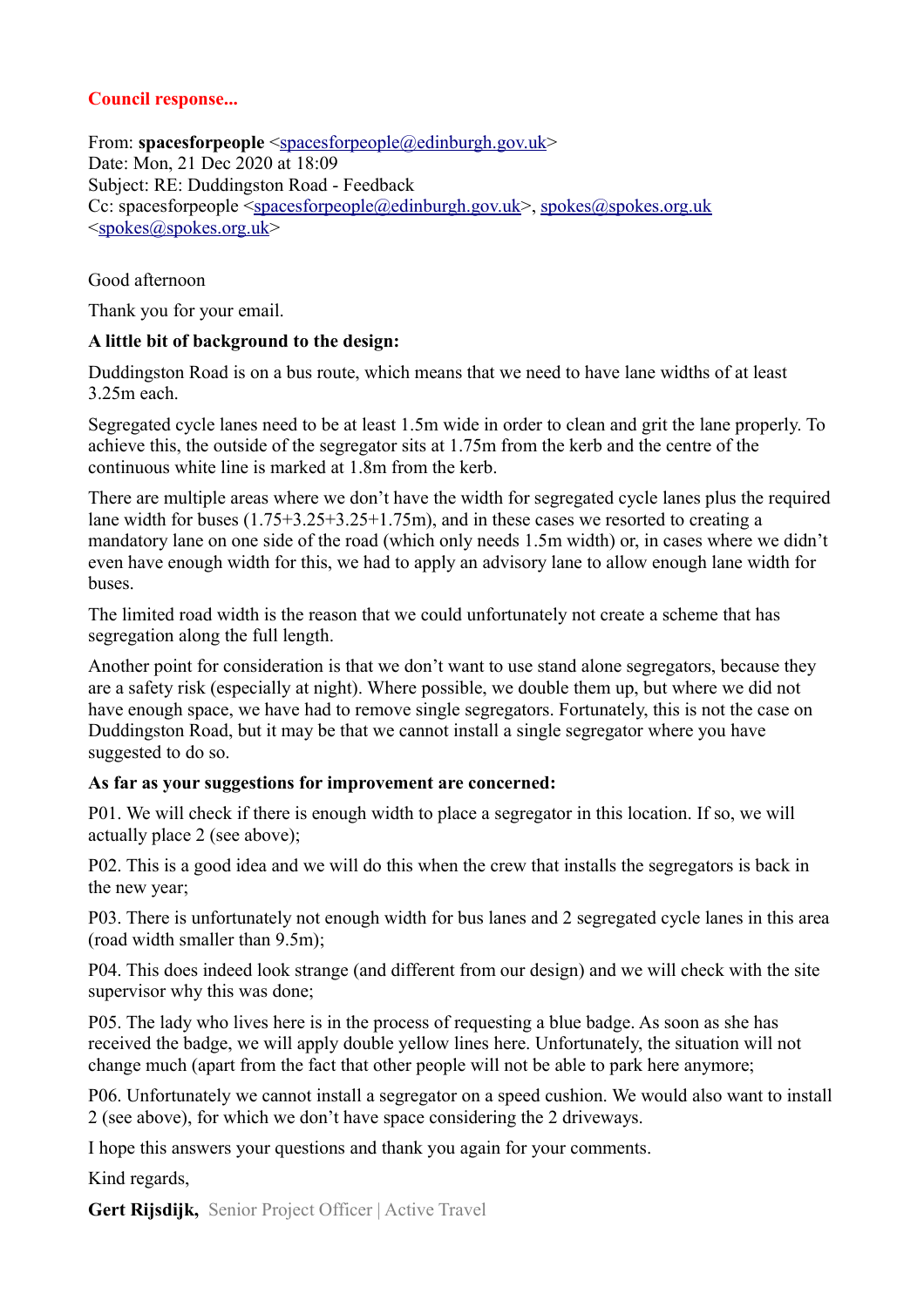**Council response...**

From: **spacesforpeople** <spacesforpeople@edinburgh.gov.uk>
Date: Mon, 21 Dec 2020 at 18:09
Subject: RE: Duddingston Road - Feedback
Cc: spacesforpeople <spacesforpeople@edinburgh.gov.uk>, spokes@spokes.org.uk <spokes@spokes.org.uk>

Good afternoon

Thank you for your email.

**A little bit of background to the design:**

Duddingston Road is on a bus route, which means that we need to have lane widths of at least 3.25m each.

Segregated cycle lanes need to be at least 1.5m wide in order to clean and grit the lane properly. To achieve this, the outside of the segregator sits at 1.75m from the kerb and the centre of the continuous white line is marked at 1.8m from the kerb.

There are multiple areas where we don't have the width for segregated cycle lanes plus the required lane width for buses (1.75+3.25+3.25+1.75m), and in these cases we resorted to creating a mandatory lane on one side of the road (which only needs 1.5m width) or, in cases where we didn't even have enough width for this, we had to apply an advisory lane to allow enough lane width for buses.

The limited road width is the reason that we could unfortunately not create a scheme that has segregation along the full length.

Another point for consideration is that we don't want to use stand alone segregators, because they are a safety risk (especially at night). Where possible, we double them up, but where we did not have enough space, we have had to remove single segregators. Fortunately, this is not the case on Duddingston Road, but it may be that we cannot install a single segregator where you have suggested to do so.

**As far as your suggestions for improvement are concerned:**

P01. We will check if there is enough width to place a segregator in this location. If so, we will actually place 2 (see above);

P02. This is a good idea and we will do this when the crew that installs the segregators is back in the new year;

P03. There is unfortunately not enough width for bus lanes and 2 segregated cycle lanes in this area (road width smaller than 9.5m);

P04. This does indeed look strange (and different from our design) and we will check with the site supervisor why this was done;

P05. The lady who lives here is in the process of requesting a blue badge. As soon as she has received the badge, we will apply double yellow lines here. Unfortunately, the situation will not change much (apart from the fact that other people will not be able to park here anymore;

P06. Unfortunately we cannot install a segregator on a speed cushion. We would also want to install 2 (see above), for which we don't have space considering the 2 driveways.

I hope this answers your questions and thank you again for your comments.

Kind regards,

**Gert Rijsdijk,** Senior Project Officer | Active Travel